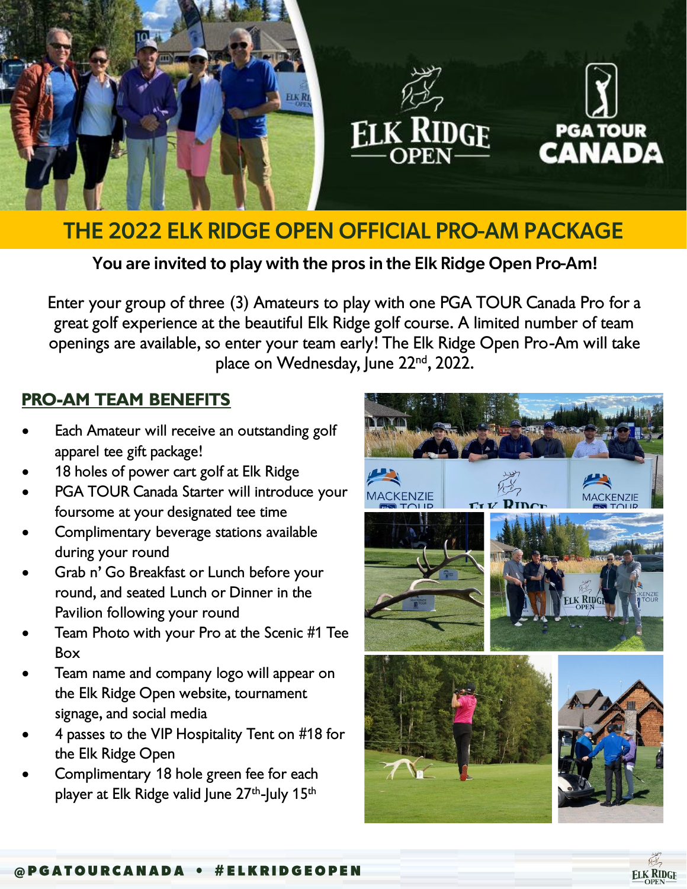# THE 2022 ELK RIDGE OPEN OFFICIAL PRO-AM PACKAGE

**You are invited to play with the pros in the Elk Ridge Open Pro-Am!**

Enter your group of three (3) Amateurs to play with one PGA TOUR Canada Pro for a great golf experience at the beautiful Elk Ridge golf course. A limited number of team openings are available, so enter your team early! The Elk Ridge Open Pro-Am will take place on Wednesday, June 22nd, 2022.

## PRO-AM TEAM BENEFITS

- Each Amateur will receive an outstanding golf apparel tee gift package!
- 18 holes of power cart golf at Elk Ridge
- PGA TOUR Canada Starter will introduce your foursome at your designated tee time
- Complimentary beverage stations available during your round
- Grab n' Go Breakfast or Lunch before your round, and seated Lunch or Dinner in the Pavilion following your round
- Team Photo with your Pro at the Scenic #1 Tee Box
- Team name and company logo will appear on the Elk Ridge Open website, tournament signage, and social media
- 4 passes to the VIP Hospitality Tent on #18 for the Elk Ridge Open
- Complimentary 18 hole green fee for each player at Elk Ridge valid June 27th-July 15th

@PGATOURCANADA • #ELKRIDGEOPEN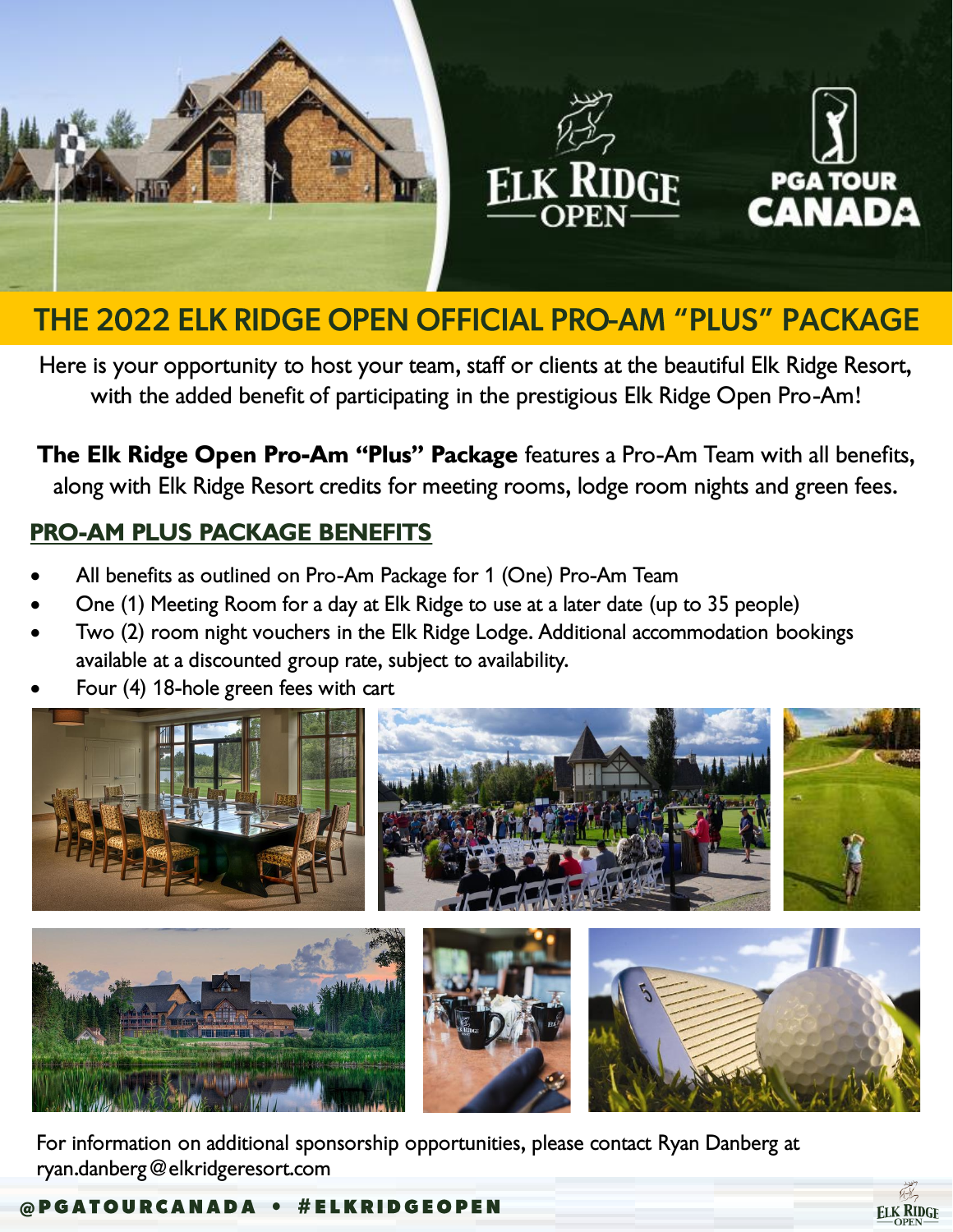# THE 2022 ELK RIDGE OPEN OFFICIAL PRO-AM "PLUS" PACKAGE

Here is your opportunity to host your team, staff or clients at the beautiful Elk Ridge Resort, with the added benefit of participating in the prestigious Elk Ridge Open Pro-Am!

**The Elk Ridge Open Pro-Am "Plus" Package** features a Pro-Am Team with all benefits, along with Elk Ridge Resort credits for meeting rooms, lodge room nights and green fees.

## PRO-AM PLUS PACKAGE BENEFITS

- All benefits as outlined on Pro-Am Package for 1 (One) Pro-Am Team
- One (1) Meeting Room for a day at Elk Ridge to use at a later date (up to 35 people)
- Two (2) room night vouchers in the Elk Ridge Lodge. Additional accommodation bookings available at a discounted group rate, subject to availability.
- Four (4) 18-hole green fees with cart

For information on additional sponsorship opportunities, please contact Ryan Danberg at ryan.danberg@elkridgeresort.com

@PGATOURCANADA • #ELKRIDGEOPEN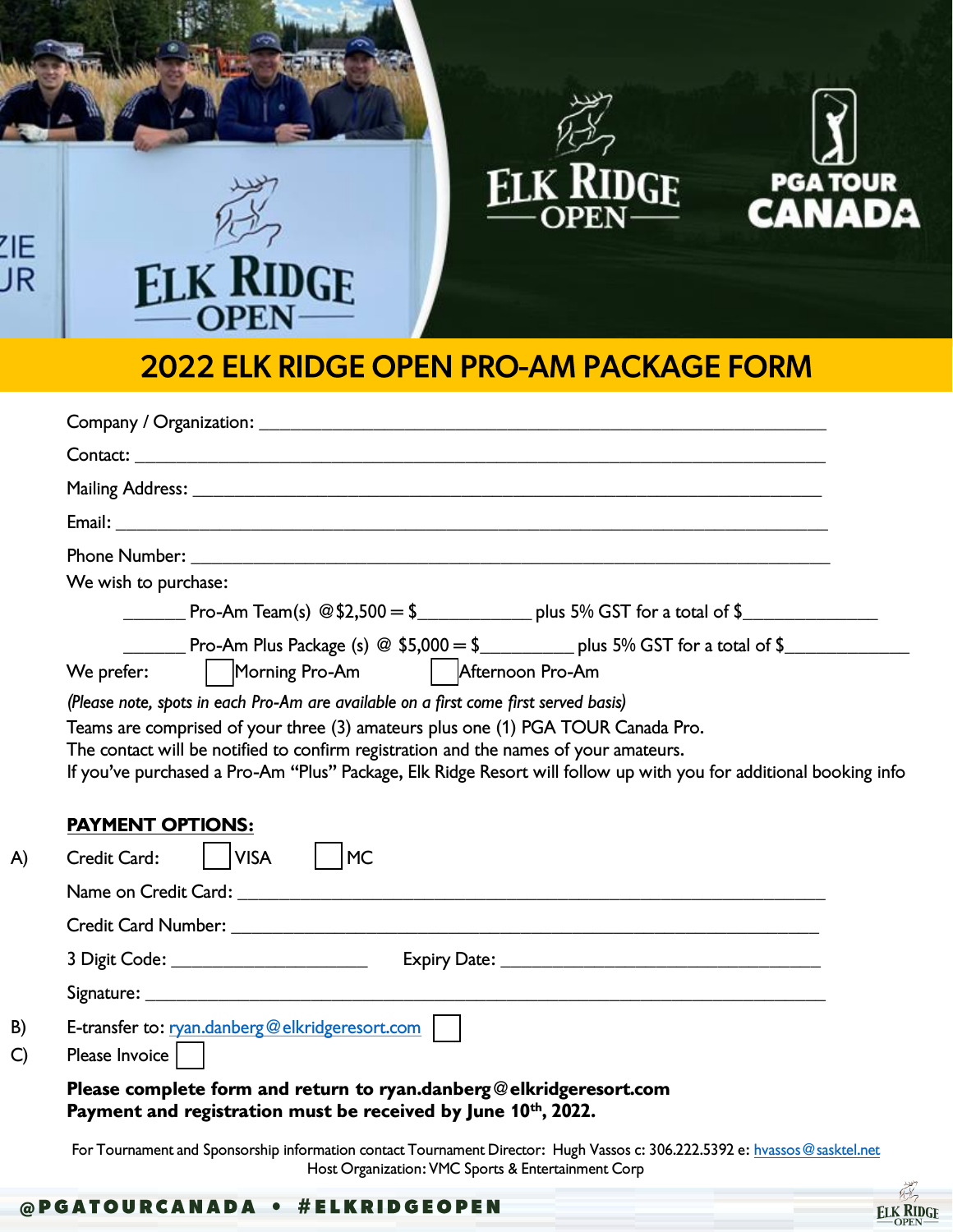# 2022 ELK RIDGE OPEN PRO-AM PACKAGE FORM

Company / Organization: ____________________________________________

Contact: ____________________________________________

Mailing Address: ____________________________________________

Email: ____________________________________________

Phone Number: ____________________________________________

We wish to purchase:

_______ Pro-Am Team(s) @$2,500 = $____________ plus 5% GST for a total of $______________

_______ Pro-Am Plus Package (s) @ $5,000 = $__________ plus 5% GST for a total of $_____________

We prefer: ☐ Morning Pro-Am ☐ Afternoon Pro-Am

*(Please note, spots in each Pro-Am are available on a first come first served basis)*

Teams are comprised of your three (3) amateurs plus one (1) PGA TOUR Canada Pro.
The contact will be notified to confirm registration and the names of your amateurs.
If you've purchased a Pro-Am "Plus" Package, Elk Ridge Resort will follow up with you for additional booking info

**PAYMENT OPTIONS:**

A) Credit Card: ☐ VISA ☐ MC

Name on Credit Card: ____________________________________________

Credit Card Number: ____________________________________________

3 Digit Code: _____________________ Expiry Date: ______________________________

Signature: ____________________________________________

B) E-transfer to: ryan.danberg@elkridgeresort.com ☐

C) Please Invoice ☐

**Please complete form and return to ryan.danberg@elkridgeresort.com**
**Payment and registration must be received by June 10th, 2022.**

For Tournament and Sponsorship information contact Tournament Director: Hugh Vassos c: 306.222.5392 e: hvassos@sasktel.net
Host Organization: VMC Sports & Entertainment Corp

@PGATOURCANADA • #ELKRIDGEOPEN